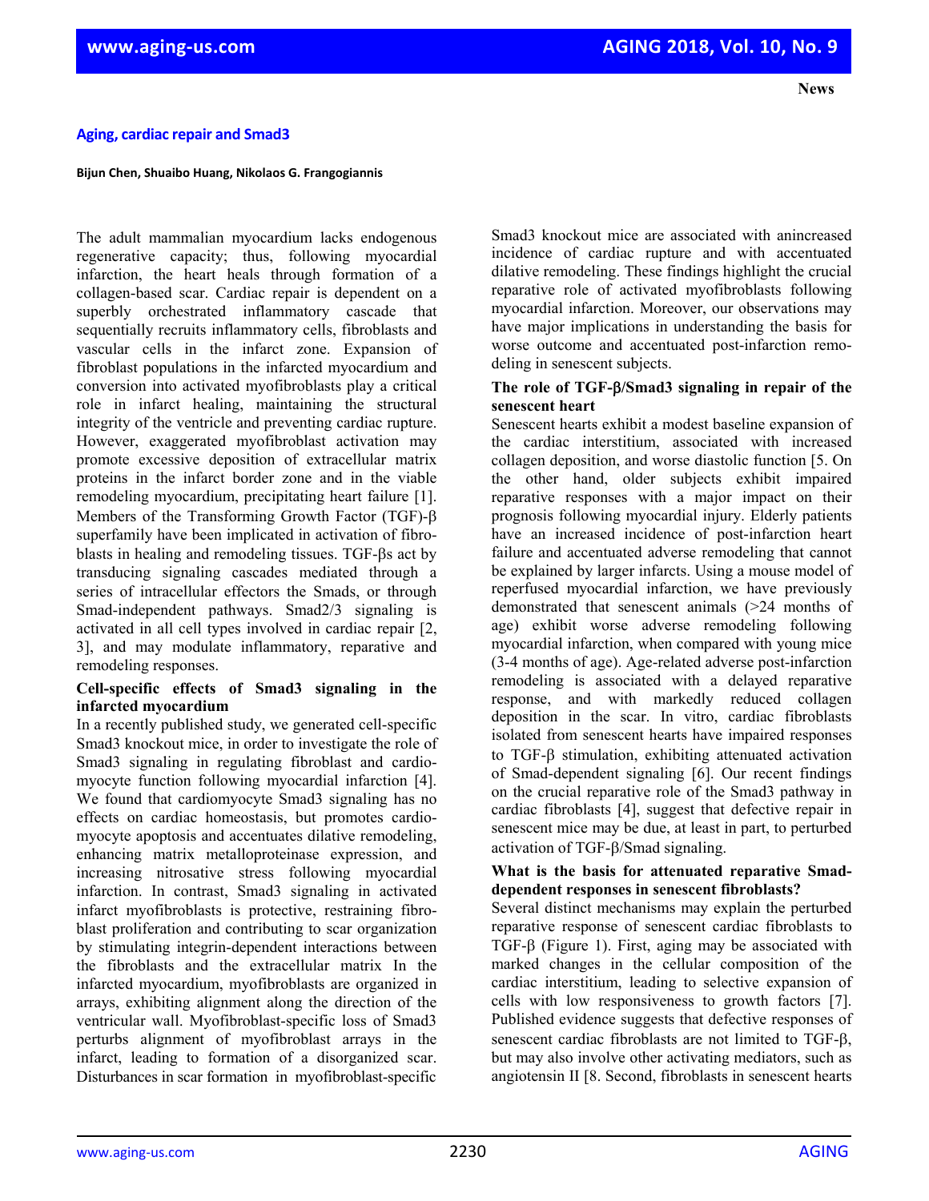**News**

# Aging, cardiac repair and Smad3

**Bijun Chen, Shuaibo Huang, Nikolaos G. Frangogiannis**

The adult mammalian myocardium lacks endogenous regenerative capacity; thus, following myocardial infarction, the heart heals through formation of a collagen-based scar. Cardiac repair is dependent on a superbly orchestrated inflammatory cascade that sequentially recruits inflammatory cells, fibroblasts and vascular cells in the infarct zone. Expansion of fibroblast populations in the infarcted myocardium and conversion into activated myofibroblasts play a critical role in infarct healing, maintaining the structural integrity of the ventricle and preventing cardiac rupture. However, exaggerated myofibroblast activation may promote excessive deposition of extracellular matrix proteins in the infarct border zone and in the viable remodeling myocardium, precipitating heart failure [1]. Members of the Transforming Growth Factor (TGF)-β superfamily have been implicated in activation of fibroblasts in healing and remodeling tissues. TGF-βs act by transducing signaling cascades mediated through a series of intracellular effectors the Smads, or through Smad-independent pathways. Smad2/3 signaling is activated in all cell types involved in cardiac repair [2, 3], and may modulate inflammatory, reparative and remodeling responses.

**Cell-specific effects of Smad3 signaling in the infarcted myocardium**

In a recently published study, we generated cell-specific Smad3 knockout mice, in order to investigate the role of Smad3 signaling in regulating fibroblast and cardiomyocyte function following myocardial infarction [4]. We found that cardiomyocyte Smad3 signaling has no effects on cardiac homeostasis, but promotes cardiomyocyte apoptosis and accentuates dilative remodeling, enhancing matrix metalloproteinase expression, and increasing nitrosative stress following myocardial infarction. In contrast, Smad3 signaling in activated infarct myofibroblasts is protective, restraining fibroblast proliferation and contributing to scar organization by stimulating integrin-dependent interactions between the fibroblasts and the extracellular matrix In the infarcted myocardium, myofibroblasts are organized in arrays, exhibiting alignment along the direction of the ventricular wall. Myofibroblast-specific loss of Smad3 perturbs alignment of myofibroblast arrays in the infarct, leading to formation of a disorganized scar. Disturbances in scar formation in myofibroblast-specific Smad3 knockout mice are associated with anincreased incidence of cardiac rupture and with accentuated dilative remodeling. These findings highlight the crucial reparative role of activated myofibroblasts following myocardial infarction. Moreover, our observations may have major implications in understanding the basis for worse outcome and accentuated post-infarction remodeling in senescent subjects.

**The role of TGF-β/Smad3 signaling in repair of the senescent heart**

Senescent hearts exhibit a modest baseline expansion of the cardiac interstitium, associated with increased collagen deposition, and worse diastolic function [5. On the other hand, older subjects exhibit impaired reparative responses with a major impact on their prognosis following myocardial injury. Elderly patients have an increased incidence of post-infarction heart failure and accentuated adverse remodeling that cannot be explained by larger infarcts. Using a mouse model of reperfused myocardial infarction, we have previously demonstrated that senescent animals (>24 months of age) exhibit worse adverse remodeling following myocardial infarction, when compared with young mice (3-4 months of age). Age-related adverse post-infarction remodeling is associated with a delayed reparative response, and with markedly reduced collagen deposition in the scar. In vitro, cardiac fibroblasts isolated from senescent hearts have impaired responses to TGF-β stimulation, exhibiting attenuated activation of Smad-dependent signaling [6]. Our recent findings on the crucial reparative role of the Smad3 pathway in cardiac fibroblasts [4], suggest that defective repair in senescent mice may be due, at least in part, to perturbed activation of TGF-β/Smad signaling.

**What is the basis for attenuated reparative Smad-dependent responses in senescent fibroblasts?**

Several distinct mechanisms may explain the perturbed reparative response of senescent cardiac fibroblasts to TGF-β (Figure 1). First, aging may be associated with marked changes in the cellular composition of the cardiac interstitium, leading to selective expansion of cells with low responsiveness to growth factors [7]. Published evidence suggests that defective responses of senescent cardiac fibroblasts are not limited to TGF-β, but may also involve other activating mediators, such as angiotensin II [8. Second, fibroblasts in senescent hearts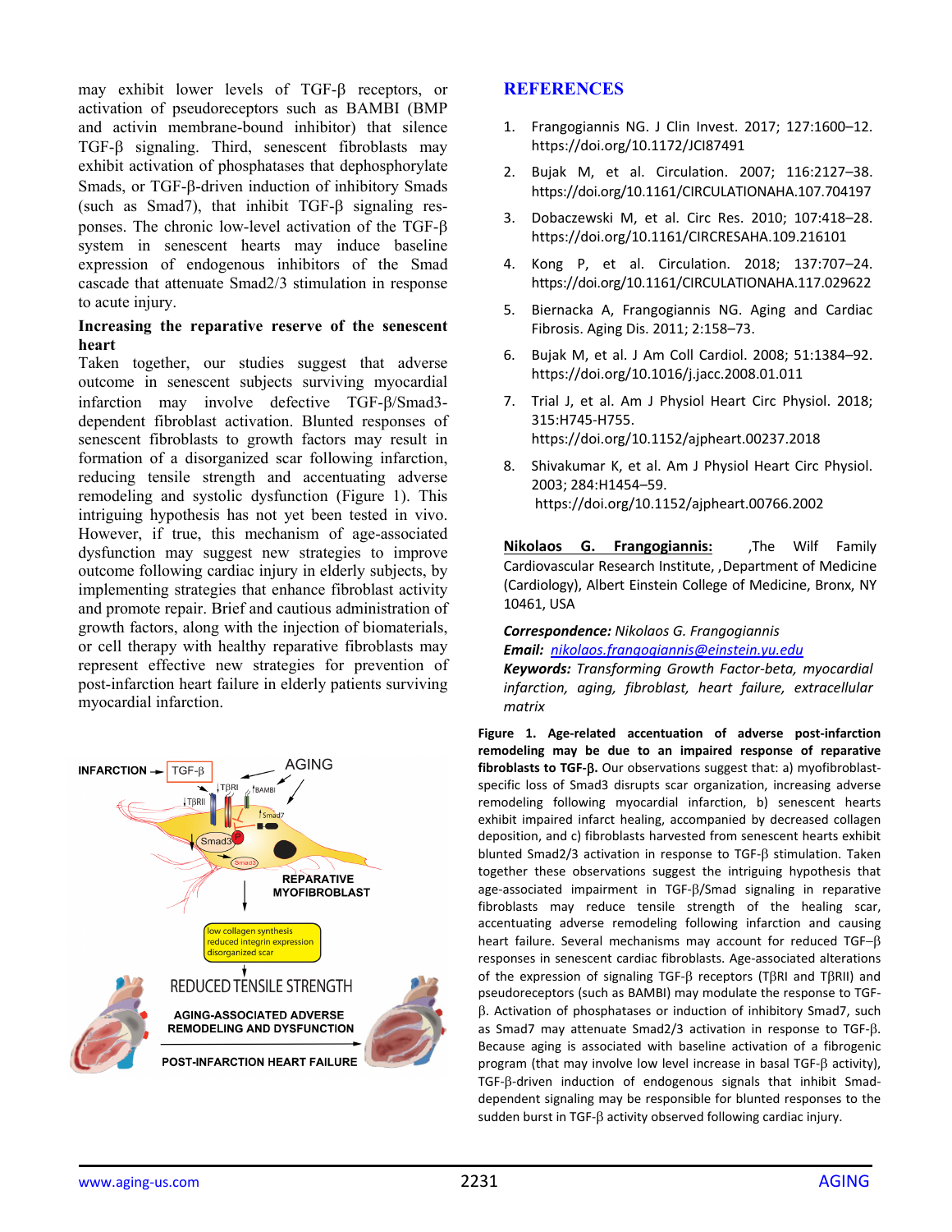may exhibit lower levels of TGF-β receptors, or activation of pseudoreceptors such as BAMBI (BMP and activin membrane-bound inhibitor) that silence TGF-β signaling. Third, senescent fibroblasts may exhibit activation of phosphatases that dephosphorylate Smads, or TGF-β-driven induction of inhibitory Smads (such as Smad7), that inhibit TGF-β signaling responses. The chronic low-level activation of the TGF-β system in senescent hearts may induce baseline expression of endogenous inhibitors of the Smad cascade that attenuate Smad2/3 stimulation in response to acute injury.

## Increasing the reparative reserve of the senescent heart

Taken together, our studies suggest that adverse outcome in senescent subjects surviving myocardial infarction may involve defective TGF-β/Smad3-dependent fibroblast activation. Blunted responses of senescent fibroblasts to growth factors may result in formation of a disorganized scar following infarction, reducing tensile strength and accentuating adverse remodeling and systolic dysfunction (Figure 1). This intriguing hypothesis has not yet been tested in vivo. However, if true, this mechanism of age-associated dysfunction may suggest new strategies to improve outcome following cardiac injury in elderly subjects, by implementing strategies that enhance fibroblast activity and promote repair. Brief and cautious administration of growth factors, along with the injection of biomaterials, or cell therapy with healthy reparative fibroblasts may represent effective new strategies for prevention of post-infarction heart failure in elderly patients surviving myocardial infarction.

**Figure 1. Age-related accentuation of adverse post-infarction remodeling may be due to an impaired response of reparative fibroblasts to TGF-β.** Our observations suggest that: a) myofibroblast-specific loss of Smad3 disrupts scar organization, increasing adverse remodeling following myocardial infarction, b) senescent hearts exhibit impaired infarct healing, accompanied by decreased collagen deposition, and c) fibroblasts harvested from senescent hearts exhibit blunted Smad2/3 activation in response to TGF-β stimulation. Taken together these observations suggest the intriguing hypothesis that age-associated impairment in TGF-β/Smad signaling in reparative fibroblasts may reduce tensile strength of the healing scar, accentuating adverse remodeling following infarction and causing heart failure. Several mechanisms may account for reduced TGF–β responses in senescent cardiac fibroblasts. Age-associated alterations of the expression of signaling TGF-β receptors (TβRI and TβRII) and pseudoreceptors (such as BAMBI) may modulate the response to TGF-β. Activation of phosphatases or induction of inhibitory Smad7, such as Smad7 may attenuate Smad2/3 activation in response to TGF-β. Because aging is associated with baseline activation of a fibrogenic program (that may involve low level increase in basal TGF-β activity), TGF-β-driven induction of endogenous signals that inhibit Smad-dependent signaling may be responsible for blunted responses to the sudden burst in TGF-β activity observed following cardiac injury.

## REFERENCES

1. Frangogiannis NG. J Clin Invest. 2017; 127:1600–12. https://doi.org/10.1172/JCI87491
2. Bujak M, et al. Circulation. 2007; 116:2127–38. https://doi.org/10.1161/CIRCULATIONAHA.107.704197
3. Dobaczewski M, et al. Circ Res. 2010; 107:418–28. https://doi.org/10.1161/CIRCRESAHA.109.216101
4. Kong P, et al. Circulation. 2018; 137:707–24. https://doi.org/10.1161/CIRCULATIONAHA.117.029622
5. Biernacka A, Frangogiannis NG. Aging and Cardiac Fibrosis. Aging Dis. 2011; 2:158–73.
6. Bujak M, et al. J Am Coll Cardiol. 2008; 51:1384–92. https://doi.org/10.1016/j.jacc.2008.01.011
7. Trial J, et al. Am J Physiol Heart Circ Physiol. 2018; 315:H745-H755. https://doi.org/10.1152/ajpheart.00237.2018
8. Shivakumar K, et al. Am J Physiol Heart Circ Physiol. 2003; 284:H1454–59. https://doi.org/10.1152/ajpheart.00766.2002

**Nikolaos G. Frangogiannis:** ,The Wilf Family Cardiovascular Research Institute, ,Department of Medicine (Cardiology), Albert Einstein College of Medicine, Bronx, NY 10461, USA

***Correspondence:*** *Nikolaos G. Frangogiannis*
***Email:*** *nikolaos.frangogiannis@einstein.yu.edu*
***Keywords:*** *Transforming Growth Factor-beta, myocardial infarction, aging, fibroblast, heart failure, extracellular matrix*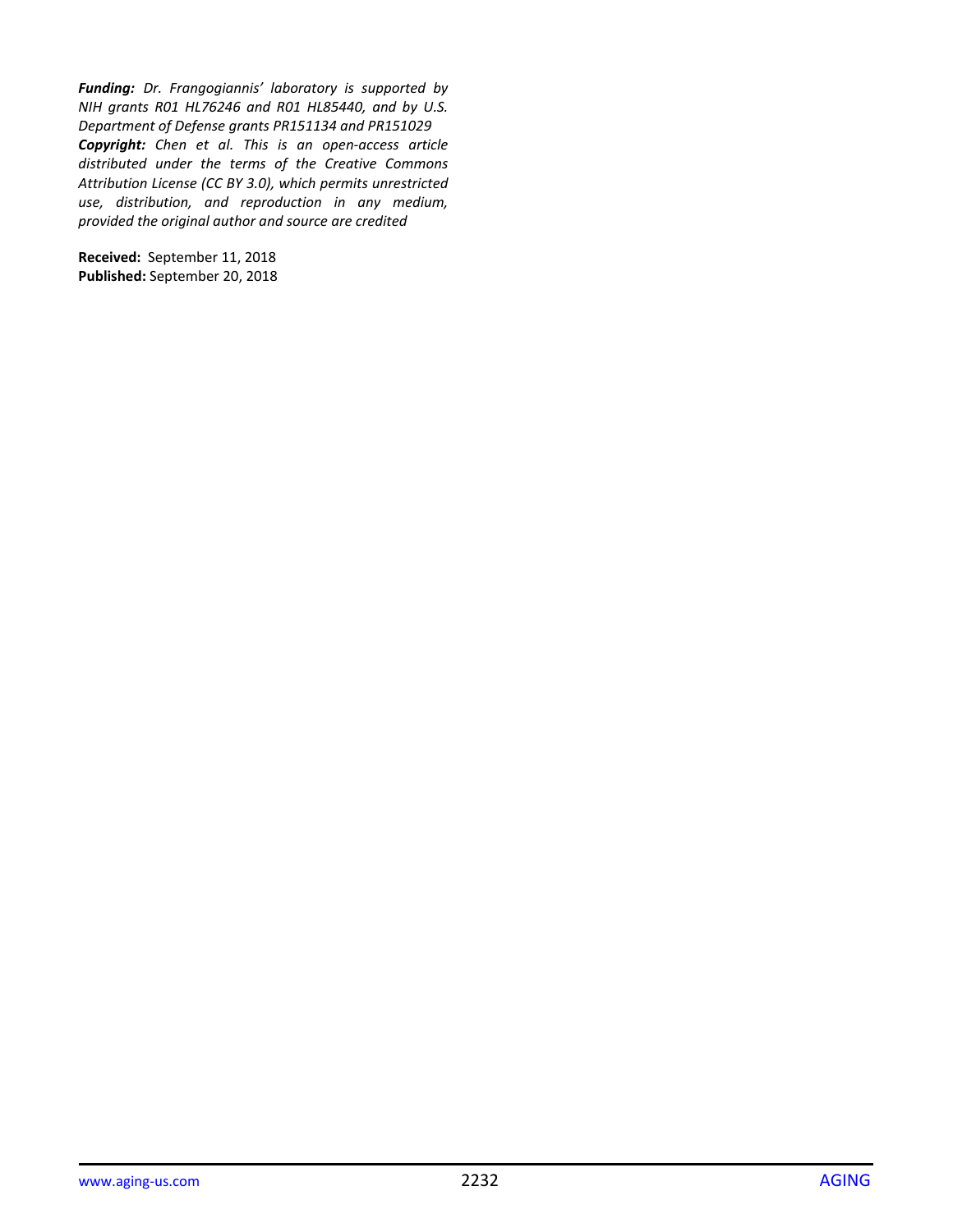***Funding:*** *Dr. Frangogiannis' laboratory is supported by NIH grants R01 HL76246 and R01 HL85440, and by U.S. Department of Defense grants PR151134 and PR151029*

***Copyright:*** *Chen et al. This is an open-access article distributed under the terms of the Creative Commons Attribution License (CC BY 3.0), which permits unrestricted use, distribution, and reproduction in any medium, provided the original author and source are credited*

**Received:** September 11, 2018

**Published:** September 20, 2018